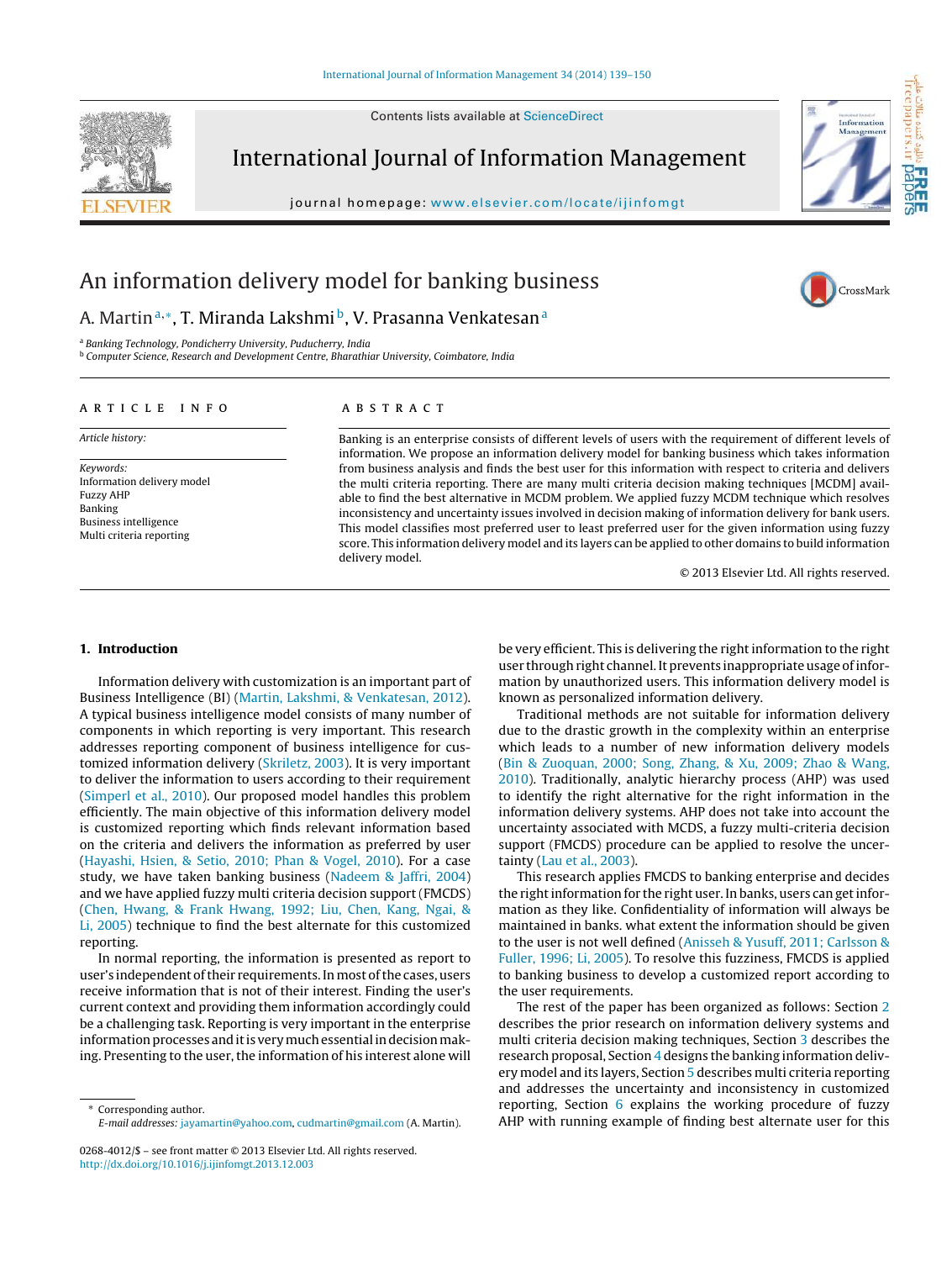# An information delivery model for banking business

A. Martin[a,*], T. Miranda Lakshmi[b], V. Prasanna Venkatesan[a]

[a] *Banking Technology, Pondicherry University, Puducherry, India*
[b] *Computer Science, Research and Development Centre, Bharathiar University, Coimbatore, India*

**ARTICLE INFO**

*Article history:*

*Keywords:*
Information delivery model
Fuzzy AHP
Banking
Business intelligence
Multi criteria reporting

**ABSTRACT**

Banking is an enterprise consists of different levels of users with the requirement of different levels of information. We propose an information delivery model for banking business which takes information from business analysis and finds the best user for this information with respect to criteria and delivers the multi criteria reporting. There are many multi criteria decision making techniques [MCDM] available to find the best alternative in MCDM problem. We applied fuzzy MCDM technique which resolves inconsistency and uncertainty issues involved in decision making of information delivery for bank users. This model classifies most preferred user to least preferred user for the given information using fuzzy score. This information delivery model and its layers can be applied to other domains to build information delivery model.

© 2013 Elsevier Ltd. All rights reserved.

## 1. Introduction

Information delivery with customization is an important part of Business Intelligence (BI) (Martin, Lakshmi, & Venkatesan, 2012). A typical business intelligence model consists of many number of components in which reporting is very important. This research addresses reporting component of business intelligence for customized information delivery (Skriletz, 2003). It is very important to deliver the information to users according to their requirement (Simperl et al., 2010). Our proposed model handles this problem efficiently. The main objective of this information delivery model is customized reporting which finds relevant information based on the criteria and delivers the information as preferred by user (Hayashi, Hsien, & Setio, 2010; Phan & Vogel, 2010). For a case study, we have taken banking business (Nadeem & Jaffri, 2004) and we have applied fuzzy multi criteria decision support (FMCDS) (Chen, Hwang, & Frank Hwang, 1992; Liu, Chen, Kang, Ngai, & Li, 2005) technique to find the best alternate for this customized reporting.

In normal reporting, the information is presented as report to user's independent of their requirements. In most of the cases, users receive information that is not of their interest. Finding the user's current context and providing them information accordingly could be a challenging task. Reporting is very important in the enterprise information processes and it is very much essential in decision making. Presenting to the user, the information of his interest alone will be very efficient. This is delivering the right information to the right user through right channel. It prevents inappropriate usage of information by unauthorized users. This information delivery model is known as personalized information delivery.

Traditional methods are not suitable for information delivery due to the drastic growth in the complexity within an enterprise which leads to a number of new information delivery models (Bin & Zuoquan, 2000; Song, Zhang, & Xu, 2009; Zhao & Wang, 2010). Traditionally, analytic hierarchy process (AHP) was used to identify the right alternative for the right information in the information delivery systems. AHP does not take into account the uncertainty associated with MCDS, a fuzzy multi-criteria decision support (FMCDS) procedure can be applied to resolve the uncertainty (Lau et al., 2003).

This research applies FMCDS to banking enterprise and decides the right information for the right user. In banks, users can get information as they like. Confidentiality of information will always be maintained in banks. what extent the information should be given to the user is not well defined (Anisseh & Yusuff, 2011; Carlsson & Fuller, 1996; Li, 2005). To resolve this fuzziness, FMCDS is applied to banking business to develop a customized report according to the user requirements.

The rest of the paper has been organized as follows: Section 2 describes the prior research on information delivery systems and multi criteria decision making techniques, Section 3 describes the research proposal, Section 4 designs the banking information delivery model and its layers, Section 5 describes multi criteria reporting and addresses the uncertainty and inconsistency in customized reporting, Section 6 explains the working procedure of fuzzy AHP with running example of finding best alternate user for this

\* Corresponding author.
*E-mail addresses:* jayamartin@yahoo.com, cudmartin@gmail.com (A. Martin).

0268-4012/$ – see front matter © 2013 Elsevier Ltd. All rights reserved.
http://dx.doi.org/10.1016/j.ijinfomgt.2013.12.003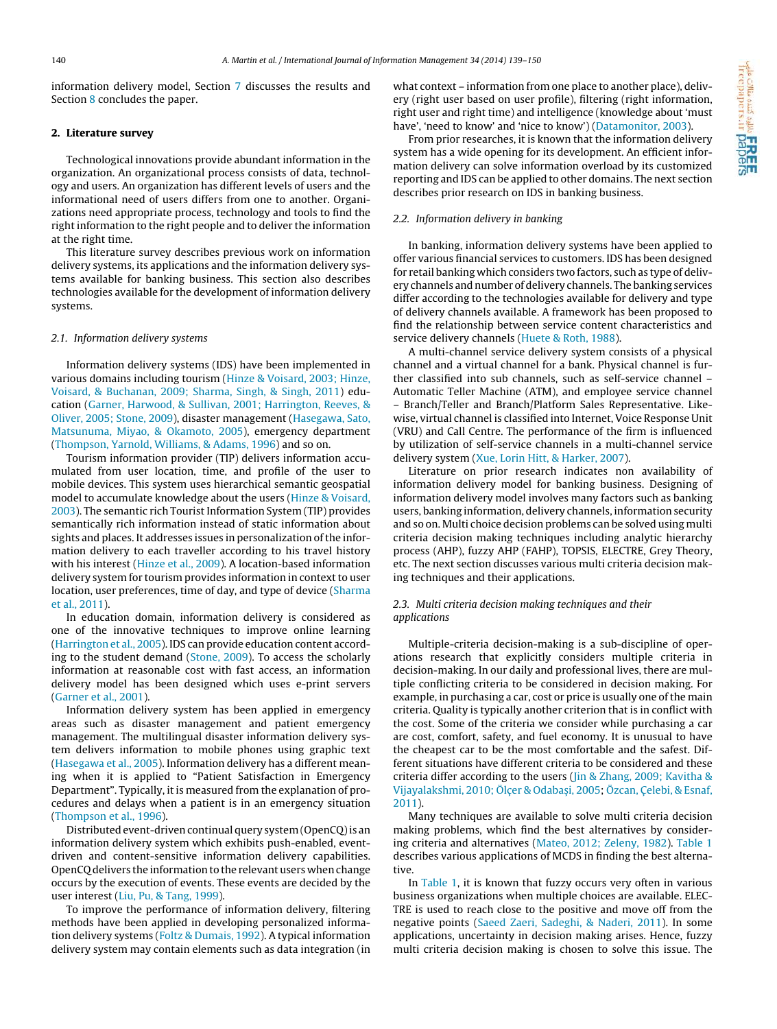information delivery model, Section 7 discusses the results and Section 8 concludes the paper.

## 2. Literature survey

Technological innovations provide abundant information in the organization. An organizational process consists of data, technology and users. An organization has different levels of users and the informational need of users differs from one to another. Organizations need appropriate process, technology and tools to find the right information to the right people and to deliver the information at the right time.

This literature survey describes previous work on information delivery systems, its applications and the information delivery systems available for banking business. This section also describes technologies available for the development of information delivery systems.

### 2.1. Information delivery systems

Information delivery systems (IDS) have been implemented in various domains including tourism (Hinze & Voisard, 2003; Hinze, Voisard, & Buchanan, 2009; Sharma, Singh, & Singh, 2011) education (Garner, Harwood, & Sullivan, 2001; Harrington, Reeves, & Oliver, 2005; Stone, 2009), disaster management (Hasegawa, Sato, Matsunuma, Miyao, & Okamoto, 2005), emergency department (Thompson, Yarnold, Williams, & Adams, 1996) and so on.

Tourism information provider (TIP) delivers information accumulated from user location, time, and profile of the user to mobile devices. This system uses hierarchical semantic geospatial model to accumulate knowledge about the users (Hinze & Voisard, 2003). The semantic rich Tourist Information System (TIP) provides semantically rich information instead of static information about sights and places. It addresses issues in personalization of the information delivery to each traveller according to his travel history with his interest (Hinze et al., 2009). A location-based information delivery system for tourism provides information in context to user location, user preferences, time of day, and type of device (Sharma et al., 2011).

In education domain, information delivery is considered as one of the innovative techniques to improve online learning (Harrington et al., 2005). IDS can provide education content according to the student demand (Stone, 2009). To access the scholarly information at reasonable cost with fast access, an information delivery model has been designed which uses e-print servers (Garner et al., 2001).

Information delivery system has been applied in emergency areas such as disaster management and patient emergency management. The multilingual disaster information delivery system delivers information to mobile phones using graphic text (Hasegawa et al., 2005). Information delivery has a different meaning when it is applied to "Patient Satisfaction in Emergency Department". Typically, it is measured from the explanation of procedures and delays when a patient is in an emergency situation (Thompson et al., 1996).

Distributed event-driven continual query system (OpenCQ) is an information delivery system which exhibits push-enabled, event-driven and content-sensitive information delivery capabilities. OpenCQ delivers the information to the relevant users when change occurs by the execution of events. These events are decided by the user interest (Liu, Pu, & Tang, 1999).

To improve the performance of information delivery, filtering methods have been applied in developing personalized information delivery systems (Foltz & Dumais, 1992). A typical information delivery system may contain elements such as data integration (in what context – information from one place to another place), delivery (right user based on user profile), filtering (right information, right user and right time) and intelligence (knowledge about 'must have', 'need to know' and 'nice to know') (Datamonitor, 2003).

From prior researches, it is known that the information delivery system has a wide opening for its development. An efficient information delivery can solve information overload by its customized reporting and IDS can be applied to other domains. The next section describes prior research on IDS in banking business.

### 2.2. Information delivery in banking

In banking, information delivery systems have been applied to offer various financial services to customers. IDS has been designed for retail banking which considers two factors, such as type of delivery channels and number of delivery channels. The banking services differ according to the technologies available for delivery and type of delivery channels available. A framework has been proposed to find the relationship between service content characteristics and service delivery channels (Huete & Roth, 1988).

A multi-channel service delivery system consists of a physical channel and a virtual channel for a bank. Physical channel is further classified into sub channels, such as self-service channel – Automatic Teller Machine (ATM), and employee service channel – Branch/Teller and Branch/Platform Sales Representative. Likewise, virtual channel is classified into Internet, Voice Response Unit (VRU) and Call Centre. The performance of the firm is influenced by utilization of self-service channels in a multi-channel service delivery system (Xue, Lorin Hitt, & Harker, 2007).

Literature on prior research indicates non availability of information delivery model for banking business. Designing of information delivery model involves many factors such as banking users, banking information, delivery channels, information security and so on. Multi choice decision problems can be solved using multi criteria decision making techniques including analytic hierarchy process (AHP), fuzzy AHP (FAHP), TOPSIS, ELECTRE, Grey Theory, etc. The next section discusses various multi criteria decision making techniques and their applications.

### 2.3. Multi criteria decision making techniques and their applications

Multiple-criteria decision-making is a sub-discipline of operations research that explicitly considers multiple criteria in decision-making. In our daily and professional lives, there are multiple conflicting criteria to be considered in decision making. For example, in purchasing a car, cost or price is usually one of the main criteria. Quality is typically another criterion that is in conflict with the cost. Some of the criteria we consider while purchasing a car are cost, comfort, safety, and fuel economy. It is unusual to have the cheapest car to be the most comfortable and the safest. Different situations have different criteria to be considered and these criteria differ according to the users (Jin & Zhang, 2009; Kavitha & Vijayalakshmi, 2010; Ölçer & Odabaşi, 2005; Özcan, Çelebi, & Esnaf, 2011).

Many techniques are available to solve multi criteria decision making problems, which find the best alternatives by considering criteria and alternatives (Mateo, 2012; Zeleny, 1982). Table 1 describes various applications of MCDS in finding the best alternative.

In Table 1, it is known that fuzzy occurs very often in various business organizations when multiple choices are available. ELECTRE is used to reach close to the positive and move off from the negative points (Saeed Zaeri, Sadeghi, & Naderi, 2011). In some applications, uncertainty in decision making arises. Hence, fuzzy multi criteria decision making is chosen to solve this issue. The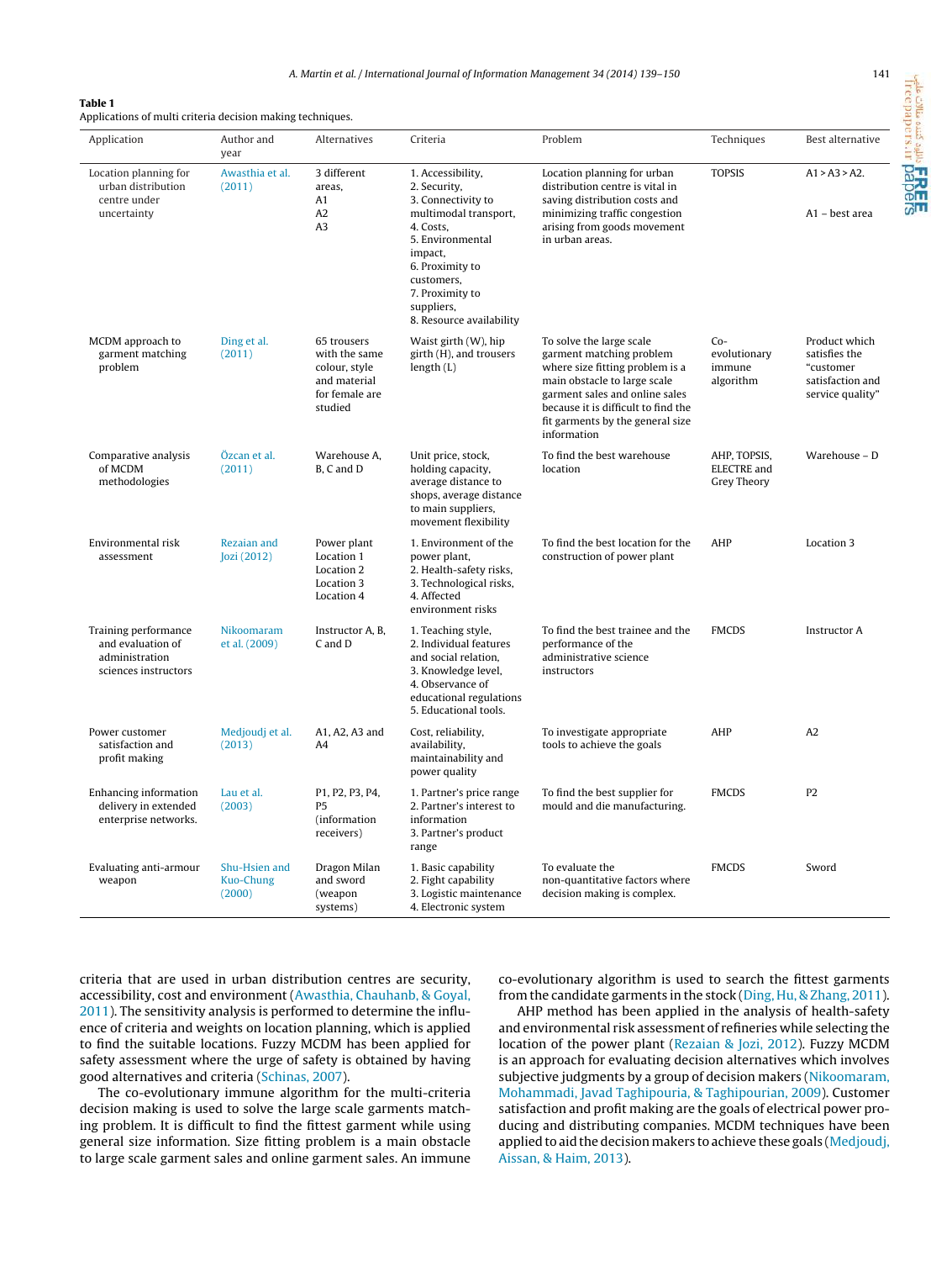**Table 1**
Applications of multi criteria decision making techniques.

| Application | Author and year | Alternatives | Criteria | Problem | Techniques | Best alternative |
|---|---|---|---|---|---|---|
| Location planning for urban distribution centre under uncertainty | Awasthia et al. (2011) | 3 different areas, A1 A2 A3 | 1. Accessibility, 2. Security, 3. Connectivity to multimodal transport, 4. Costs, 5. Environmental impact, 6. Proximity to customers, 7. Proximity to suppliers, 8. Resource availability | Location planning for urban distribution centre is vital in saving distribution costs and minimizing traffic congestion arising from goods movement in urban areas. | TOPSIS | A1 > A3 > A2. A1 – best area |
| MCDM approach to garment matching problem | Ding et al. (2011) | 65 trousers with the same colour, style and material for female are studied | Waist girth (W), hip girth (H), and trousers length (L) | To solve the large scale garment matching problem where size fitting problem is a main obstacle to large scale garment sales and online sales because it is difficult to find the fit garments by the general size information | Co-evolutionary immune algorithm | Product which satisfies the "customer satisfaction and service quality" |
| Comparative analysis of MCDM methodologies | Özcan et al. (2011) | Warehouse A, B, C and D | Unit price, stock, holding capacity, average distance to shops, average distance to main suppliers, movement flexibility | To find the best warehouse location | AHP, TOPSIS, ELECTRE and Grey Theory | Warehouse – D |
| Environmental risk assessment | Rezaian and Jozi (2012) | Power plant Location 1 Location 2 Location 3 Location 4 | 1. Environment of the power plant, 2. Health-safety risks, 3. Technological risks, 4. Affected environment risks | To find the best location for the construction of power plant | AHP | Location 3 |
| Training performance and evaluation of administration sciences instructors | Nikoomaram et al. (2009) | Instructor A, B, C and D | 1. Teaching style, 2. Individual features and social relation, 3. Knowledge level, 4. Observance of educational regulations 5. Educational tools. | To find the best trainee and the performance of the administrative science instructors | FMCDS | Instructor A |
| Power customer satisfaction and profit making | Medjoudj et al. (2013) | A1, A2, A3 and A4 | Cost, reliability, availability, maintainability and power quality | To investigate appropriate tools to achieve the goals | AHP | A2 |
| Enhancing information delivery in extended enterprise networks. | Lau et al. (2003) | P1, P2, P3, P4, P5 (information receivers) | 1. Partner's price range 2. Partner's interest to information 3. Partner's product range | To find the best supplier for mould and die manufacturing. | FMCDS | P2 |
| Evaluating anti-armour weapon | Shu-Hsien and Kuo-Chung (2000) | Dragon Milan and sword (weapon systems) | 1. Basic capability 2. Fight capability 3. Logistic maintenance 4. Electronic system | To evaluate the non-quantitative factors where decision making is complex. | FMCDS | Sword |

criteria that are used in urban distribution centres are security, accessibility, cost and environment (Awasthia, Chauhanb, & Goyal, 2011). The sensitivity analysis is performed to determine the influence of criteria and weights on location planning, which is applied to find the suitable locations. Fuzzy MCDM has been applied for safety assessment where the urge of safety is obtained by having good alternatives and criteria (Schinas, 2007).

The co-evolutionary immune algorithm for the multi-criteria decision making is used to solve the large scale garments matching problem. It is difficult to find the fittest garment while using general size information. Size fitting problem is a main obstacle to large scale garment sales and online garment sales. An immune co-evolutionary algorithm is used to search the fittest garments from the candidate garments in the stock (Ding, Hu, & Zhang, 2011).

AHP method has been applied in the analysis of health-safety and environmental risk assessment of refineries while selecting the location of the power plant (Rezaian & Jozi, 2012). Fuzzy MCDM is an approach for evaluating decision alternatives which involves subjective judgments by a group of decision makers (Nikoomaram, Mohammadi, Javad Taghipouria, & Taghipourian, 2009). Customer satisfaction and profit making are the goals of electrical power producing and distributing companies. MCDM techniques have been applied to aid the decision makers to achieve these goals (Medjoudj, Aissan, & Haim, 2013).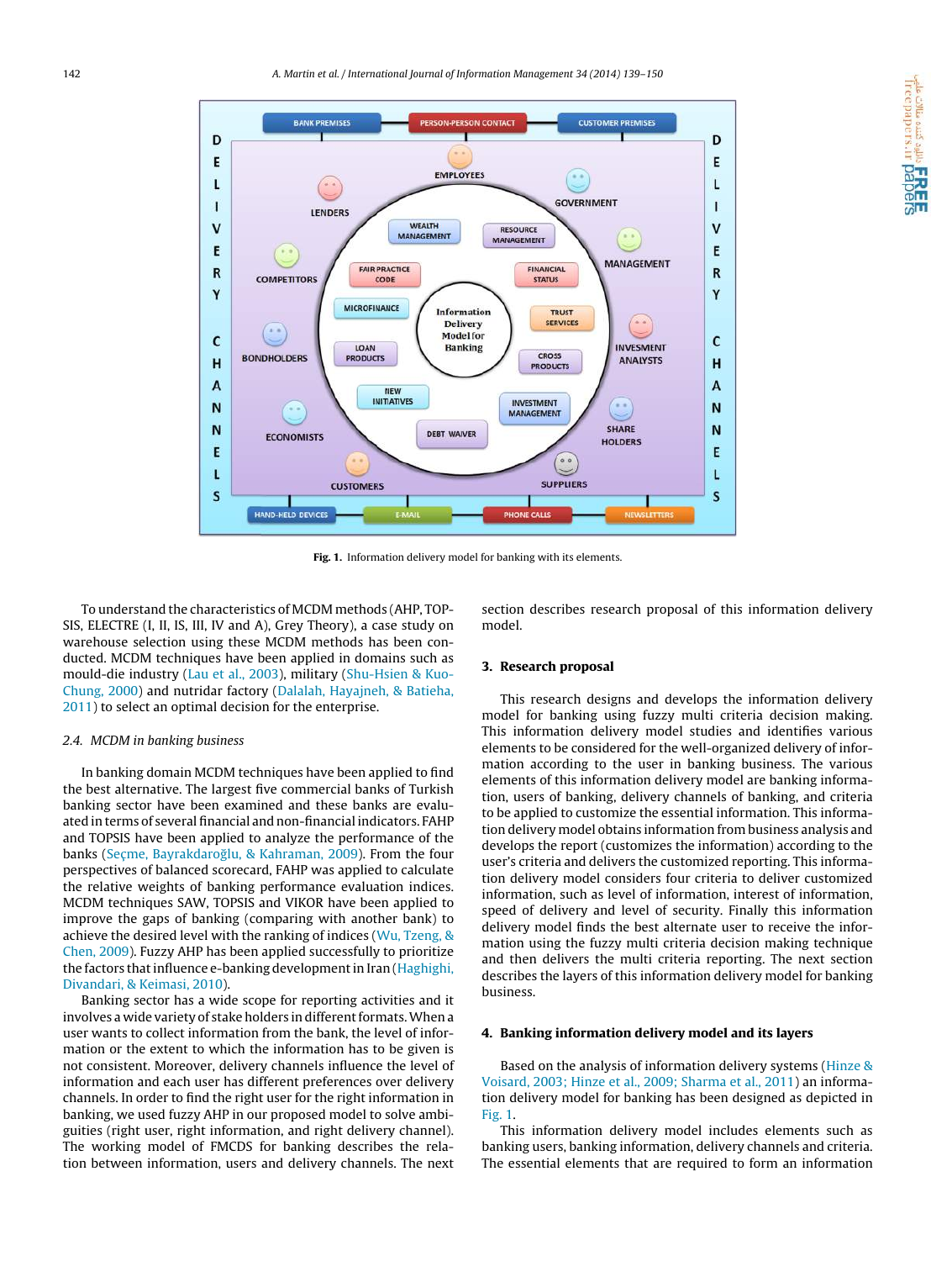**Fig. 1.** Information delivery model for banking with its elements.

To understand the characteristics of MCDM methods (AHP, TOPSIS, ELECTRE (I, II, IS, III, IV and A), Grey Theory), a case study on warehouse selection using these MCDM methods has been conducted. MCDM techniques have been applied in domains such as mould-die industry (Lau et al., 2003), military (Shu-Hsien & Kuo-Chung, 2000) and nutridar factory (Dalalah, Hayajneh, & Batieha, 2011) to select an optimal decision for the enterprise.

### 2.4. MCDM in banking business

In banking domain MCDM techniques have been applied to find the best alternative. The largest five commercial banks of Turkish banking sector have been examined and these banks are evaluated in terms of several financial and non-financial indicators. FAHP and TOPSIS have been applied to analyze the performance of the banks (Seçme, Bayrakdaroğlu, & Kahraman, 2009). From the four perspectives of balanced scorecard, FAHP was applied to calculate the relative weights of banking performance evaluation indices. MCDM techniques SAW, TOPSIS and VIKOR have been applied to improve the gaps of banking (comparing with another bank) to achieve the desired level with the ranking of indices (Wu, Tzeng, & Chen, 2009). Fuzzy AHP has been applied successfully to prioritize the factors that influence e-banking development in Iran (Haghighi, Divandari, & Keimasi, 2010).

Banking sector has a wide scope for reporting activities and it involves a wide variety of stake holders in different formats. When a user wants to collect information from the bank, the level of information or the extent to which the information has to be given is not consistent. Moreover, delivery channels influence the level of information and each user has different preferences over delivery channels. In order to find the right user for the right information in banking, we used fuzzy AHP in our proposed model to solve ambiguities (right user, right information, and right delivery channel). The working model of FMCDS for banking describes the relation between information, users and delivery channels. The next section describes research proposal of this information delivery model.

## 3. Research proposal

This research designs and develops the information delivery model for banking using fuzzy multi criteria decision making. This information delivery model studies and identifies various elements to be considered for the well-organized delivery of information according to the user in banking business. The various elements of this information delivery model are banking information, users of banking, delivery channels of banking, and criteria to be applied to customize the essential information. This information delivery model obtains information from business analysis and develops the report (customizes the information) according to the user's criteria and delivers the customized reporting. This information delivery model considers four criteria to deliver customized information, such as level of information, interest of information, speed of delivery and level of security. Finally this information delivery model finds the best alternate user to receive the information using the fuzzy multi criteria decision making technique and then delivers the multi criteria reporting. The next section describes the layers of this information delivery model for banking business.

## 4. Banking information delivery model and its layers

Based on the analysis of information delivery systems (Hinze & Voisard, 2003; Hinze et al., 2009; Sharma et al., 2011) an information delivery model for banking has been designed as depicted in Fig. 1.

This information delivery model includes elements such as banking users, banking information, delivery channels and criteria. The essential elements that are required to form an information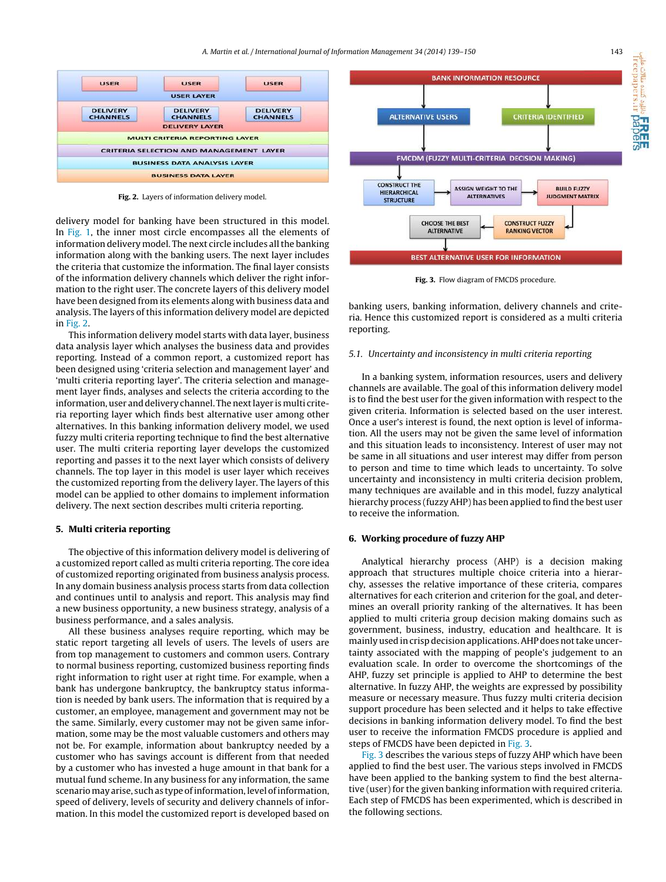USER | USER | USER

USER LAYER

DELIVERY CHANNELS | DELIVERY CHANNELS | DELIVERY CHANNELS

DELIVERY LAYER

MULTI CRITERIA REPORTING LAYER

CRITERIA SELECTION AND MANAGEMENT LAYER

BUSINESS DATA ANALYSIS LAYER

BUSINESS DATA LAYER

**Fig. 2.** Layers of information delivery model.

delivery model for banking have been structured in this model. In Fig. 1, the inner most circle encompasses all the elements of information delivery model. The next circle includes all the banking information along with the banking users. The next layer includes the criteria that customize the information. The final layer consists of the information delivery channels which deliver the right information to the right user. The concrete layers of this delivery model have been designed from its elements along with business data and analysis. The layers of this information delivery model are depicted in Fig. 2.

This information delivery model starts with data layer, business data analysis layer which analyses the business data and provides reporting. Instead of a common report, a customized report has been designed using 'criteria selection and management layer' and 'multi criteria reporting layer'. The criteria selection and management layer finds, analyses and selects the criteria according to the information, user and delivery channel. The next layer is multi criteria reporting layer which finds best alternative user among other alternatives. In this banking information delivery model, we used fuzzy multi criteria reporting technique to find the best alternative user. The multi criteria reporting layer develops the customized reporting and passes it to the next layer which consists of delivery channels. The top layer in this model is user layer which receives the customized reporting from the delivery layer. The layers of this model can be applied to other domains to implement information delivery. The next section describes multi criteria reporting.

## 5. Multi criteria reporting

The objective of this information delivery model is delivering of a customized report called as multi criteria reporting. The core idea of customized reporting originated from business analysis process. In any domain business analysis process starts from data collection and continues until to analysis and report. This analysis may find a new business opportunity, a new business strategy, analysis of a business performance, and a sales analysis.

All these business analyses require reporting, which may be static report targeting all levels of users. The levels of users are from top management to customers and common users. Contrary to normal business reporting, customized business reporting finds right information to right user at right time. For example, when a bank has undergone bankruptcy, the bankruptcy status information is needed by bank users. The information that is required by a customer, an employee, management and government may not be the same. Similarly, every customer may not be given same information, some may be the most valuable customers and others may not be. For example, information about bankruptcy needed by a customer who has savings account is different from that needed by a customer who has invested a huge amount in that bank for a mutual fund scheme. In any business for any information, the same scenario may arise, such as type of information, level of information, speed of delivery, levels of security and delivery channels of information. In this model the customized report is developed based on banking users, banking information, delivery channels and criteria. Hence this customized report is considered as a multi criteria reporting.

BANK INFORMATION RESOURCE

ALTERNATIVE USERS

CRITERIA IDENTIFIED

FMCDM (FUZZY MULTI-CRITERIA DECISION MAKING)

CONSTRUCT THE HIERARCHICAL STRUCTURE

ASSIGN WEIGHT TO THE ALTERNATIVES

BUILD FUZZY JUDGMENT MATRIX

CHOOSE THE BEST ALTERNATIVE

CONSTRUCT FUZZY RANKING VECTOR

BEST ALTERNATIVE USER FOR INFORMATION

**Fig. 3.** Flow diagram of FMCDS procedure.

### 5.1. Uncertainty and inconsistency in multi criteria reporting

In a banking system, information resources, users and delivery channels are available. The goal of this information delivery model is to find the best user for the given information with respect to the given criteria. Information is selected based on the user interest. Once a user's interest is found, the next option is level of information. All the users may not be given the same level of information and this situation leads to inconsistency. Interest of user may not be same in all situations and user interest may differ from person to person and time to time which leads to uncertainty. To solve uncertainty and inconsistency in multi criteria decision problem, many techniques are available and in this model, fuzzy analytical hierarchy process (fuzzy AHP) has been applied to find the best user to receive the information.

## 6. Working procedure of fuzzy AHP

Analytical hierarchy process (AHP) is a decision making approach that structures multiple choice criteria into a hierarchy, assesses the relative importance of these criteria, compares alternatives for each criterion and criterion for the goal, and determines an overall priority ranking of the alternatives. It has been applied to multi criteria group decision making domains such as government, business, industry, education and healthcare. It is mainly used in crisp decision applications. AHP does not take uncertainty associated with the mapping of people's judgement to an evaluation scale. In order to overcome the shortcomings of the AHP, fuzzy set principle is applied to AHP to determine the best alternative. In fuzzy AHP, the weights are expressed by possibility measure or necessary measure. Thus fuzzy multi criteria decision support procedure has been selected and it helps to take effective decisions in banking information delivery model. To find the best user to receive the information FMCDS procedure is applied and steps of FMCDS have been depicted in Fig. 3.

Fig. 3 describes the various steps of fuzzy AHP which have been applied to find the best user. The various steps involved in FMCDS have been applied to the banking system to find the best alternative (user) for the given banking information with required criteria. Each step of FMCDS has been experimented, which is described in the following sections.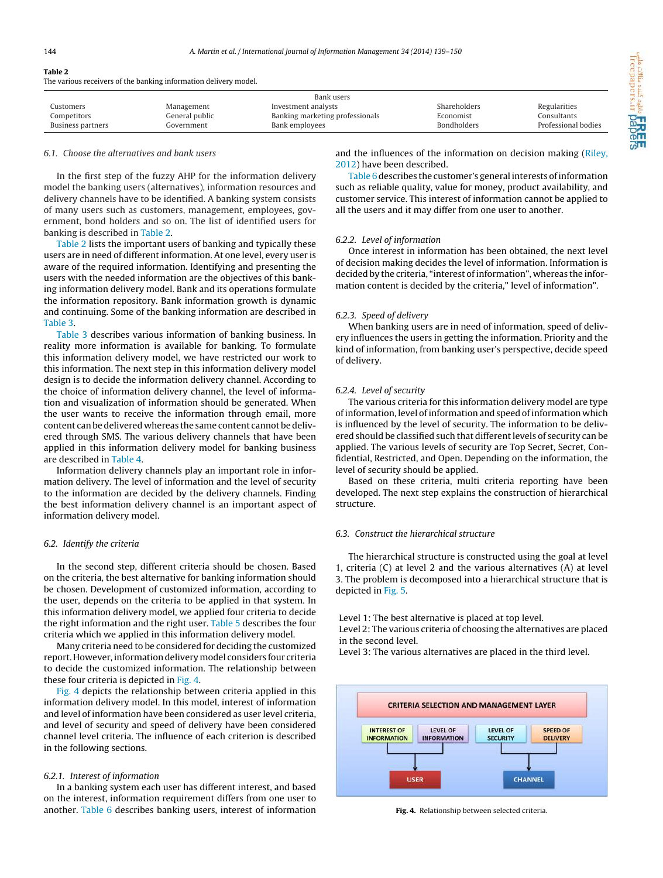**Table 2**
The various receivers of the banking information delivery model.

| Bank users | | | | |
|---|---|---|---|---|
| Customers | Management | Investment analysts | Shareholders | Regularities |
| Competitors | General public | Banking marketing professionals | Economist | Consultants |
| Business partners | Government | Bank employees | Bondholders | Professional bodies |

### 6.1. Choose the alternatives and bank users

In the first step of the fuzzy AHP for the information delivery model the banking users (alternatives), information resources and delivery channels have to be identified. A banking system consists of many users such as customers, management, employees, government, bond holders and so on. The list of identified users for banking is described in Table 2.

Table 2 lists the important users of banking and typically these users are in need of different information. At one level, every user is aware of the required information. Identifying and presenting the users with the needed information are the objectives of this banking information delivery model. Bank and its operations formulate the information repository. Bank information growth is dynamic and continuing. Some of the banking information are described in Table 3.

Table 3 describes various information of banking business. In reality more information is available for banking. To formulate this information delivery model, we have restricted our work to this information. The next step in this information delivery model design is to decide the information delivery channel. According to the choice of information delivery channel, the level of information and visualization of information should be generated. When the user wants to receive the information through email, more content can be delivered whereas the same content cannot be delivered through SMS. The various delivery channels that have been applied in this information delivery model for banking business are described in Table 4.

Information delivery channels play an important role in information delivery. The level of information and the level of security to the information are decided by the delivery channels. Finding the best information delivery channel is an important aspect of information delivery model.

### 6.2. Identify the criteria

In the second step, different criteria should be chosen. Based on the criteria, the best alternative for banking information should be chosen. Development of customized information, according to the user, depends on the criteria to be applied in that system. In this information delivery model, we applied four criteria to decide the right information and the right user. Table 5 describes the four criteria which we applied in this information delivery model.

Many criteria need to be considered for deciding the customized report. However, information delivery model considers four criteria to decide the customized information. The relationship between these four criteria is depicted in Fig. 4.

Fig. 4 depicts the relationship between criteria applied in this information delivery model. In this model, interest of information and level of information have been considered as user level criteria, and level of security and speed of delivery have been considered channel level criteria. The influence of each criterion is described in the following sections.

#### 6.2.1. Interest of information

In a banking system each user has different interest, and based on the interest, information requirement differs from one user to another. Table 6 describes banking users, interest of information and the influences of the information on decision making (Riley, 2012) have been described.

Table 6 describes the customer's general interests of information such as reliable quality, value for money, product availability, and customer service. This interest of information cannot be applied to all the users and it may differ from one user to another.

#### 6.2.2. Level of information

Once interest in information has been obtained, the next level of decision making decides the level of information. Information is decided by the criteria, "interest of information", whereas the information content is decided by the criteria," level of information".

#### 6.2.3. Speed of delivery

When banking users are in need of information, speed of delivery influences the users in getting the information. Priority and the kind of information, from banking user's perspective, decide speed of delivery.

#### 6.2.4. Level of security

The various criteria for this information delivery model are type of information, level of information and speed of information which is influenced by the level of security. The information to be delivered should be classified such that different levels of security can be applied. The various levels of security are Top Secret, Secret, Confidential, Restricted, and Open. Depending on the information, the level of security should be applied.

Based on these criteria, multi criteria reporting have been developed. The next step explains the construction of hierarchical structure.

### 6.3. Construct the hierarchical structure

The hierarchical structure is constructed using the goal at level 1, criteria (C) at level 2 and the various alternatives (A) at level 3. The problem is decomposed into a hierarchical structure that is depicted in Fig. 5.

Level 1: The best alternative is placed at top level.
Level 2: The various criteria of choosing the alternatives are placed in the second level.
Level 3: The various alternatives are placed in the third level.

CRITERIA SELECTION AND MANAGEMENT LAYER

INTEREST OF INFORMATION | LEVEL OF INFORMATION | LEVEL OF SECURITY | SPEED OF DELIVERY

USER | CHANNEL

**Fig. 4.** Relationship between selected criteria.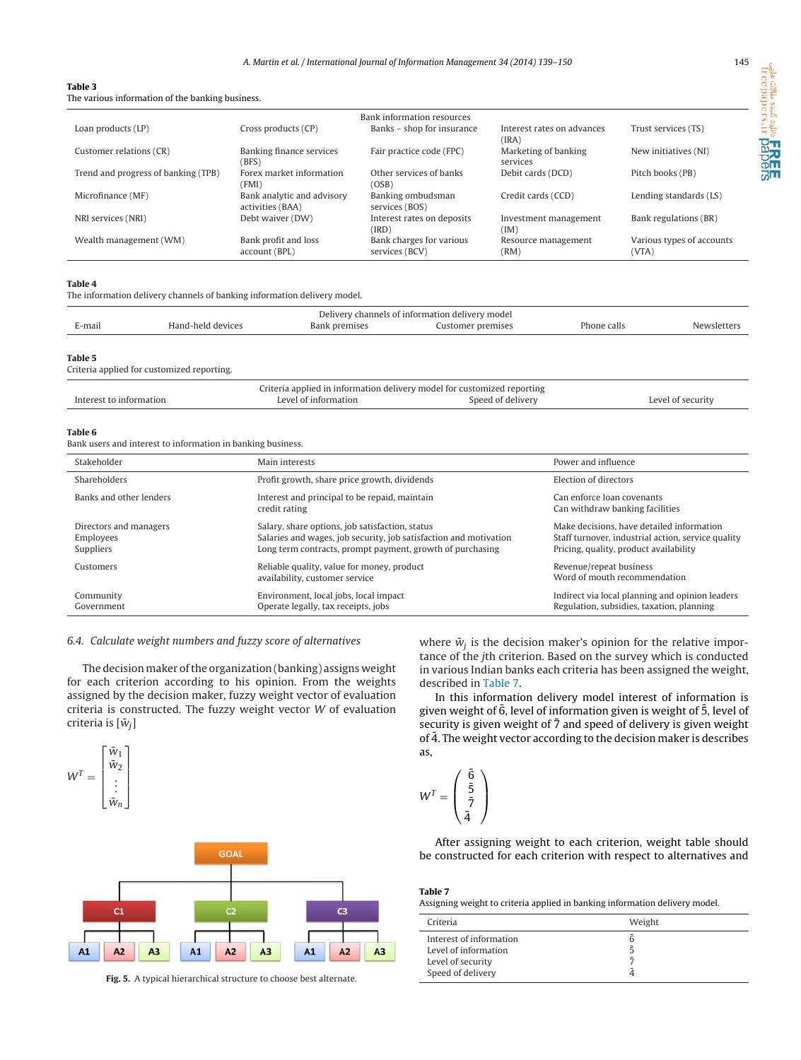**Table 3**
The various information of the banking business.

| Bank information resources | | | | |
|---|---|---|---|---|
| Loan products (LP) | Cross products (CP) | Banks – shop for insurance | Interest rates on advances (IRA) | Trust services (TS) |
| Customer relations (CR) | Banking finance services (BFS) | Fair practice code (FPC) | Marketing of banking services | New initiatives (NI) |
| Trend and progress of banking (TPB) | Forex market information (FMI) | Other services of banks (OSB) | Debit cards (DCD) | Pitch books (PB) |
| Microfinance (MF) | Bank analytic and advisory activities (BAA) | Banking ombudsman services (BOS) | Credit cards (CCD) | Lending standards (LS) |
| NRI services (NRI) | Debt waiver (DW) | Interest rates on deposits (IRD) | Investment management (IM) | Bank regulations (BR) |
| Wealth management (WM) | Bank profit and loss account (BPL) | Bank charges for various services (BCV) | Resource management (RM) | Various types of accounts (VTA) |

**Table 4**
The information delivery channels of banking information delivery model.

| Delivery channels of information delivery model | | | | | |
|---|---|---|---|---|---|
| E-mail | Hand-held devices | Bank premises | Customer premises | Phone calls | Newsletters |

**Table 5**
Criteria applied for customized reporting.

| Criteria applied in information delivery model for customized reporting | | | |
|---|---|---|---|
| Interest to information | Level of information | Speed of delivery | Level of security |

**Table 6**
Bank users and interest to information in banking business.

| Stakeholder | Main interests | Power and influence |
|---|---|---|
| Shareholders | Profit growth, share price growth, dividends | Election of directors |
| Banks and other lenders | Interest and principal to be repaid, maintain credit rating | Can enforce loan covenants<br>Can withdraw banking facilities |
| Directors and managers | Salary, share options, job satisfaction, status | Make decisions, have detailed information |
| Employees | Salaries and wages, job security, job satisfaction and motivation | Staff turnover, industrial action, service quality |
| Suppliers | Long term contracts, prompt payment, growth of purchasing | Pricing, quality, product availability |
| Customers | Reliable quality, value for money, product availability, customer service | Revenue/repeat business<br>Word of mouth recommendation |
| Community | Environment, local jobs, local impact | Indirect via local planning and opinion leaders |
| Government | Operate legally, tax receipts, jobs | Regulation, subsidies, taxation, planning |

### 6.4. Calculate weight numbers and fuzzy score of alternatives

The decision maker of the organization (banking) assigns weight for each criterion according to his opinion. From the weights assigned by the decision maker, fuzzy weight vector of evaluation criteria is constructed. The fuzzy weight vector $W$ of evaluation criteria is $[\bar{w}_j]$

$$W^T = \begin{bmatrix} \bar{w}_1 \\ \bar{w}_2 \\ \vdots \\ \bar{w}_n \end{bmatrix}$$

**Fig. 5.** A typical hierarchical structure to choose best alternate.

where $\bar{w}_j$ is the decision maker's opinion for the relative importance of the $j$th criterion. Based on the survey which is conducted in various Indian banks each criteria has been assigned the weight, described in Table 7.

In this information delivery model interest of information is given weight of $\bar{6}$, level of information given is weight of $\bar{5}$, level of security is given weight of $\bar{7}$ and speed of delivery is given weight of $\bar{4}$. The weight vector according to the decision maker is describes as,

$$W^T = \begin{pmatrix} \bar{6} \\ \bar{5} \\ \bar{7} \\ \bar{4} \end{pmatrix}$$

After assigning weight to each criterion, weight table should be constructed for each criterion with respect to alternatives and

**Table 7**
Assigning weight to criteria applied in banking information delivery model.

| Criteria | Weight |
|---|---|
| Interest of information | $\bar{6}$ |
| Level of information | $\bar{5}$ |
| Level of security | $\bar{7}$ |
| Speed of delivery | $\bar{4}$ |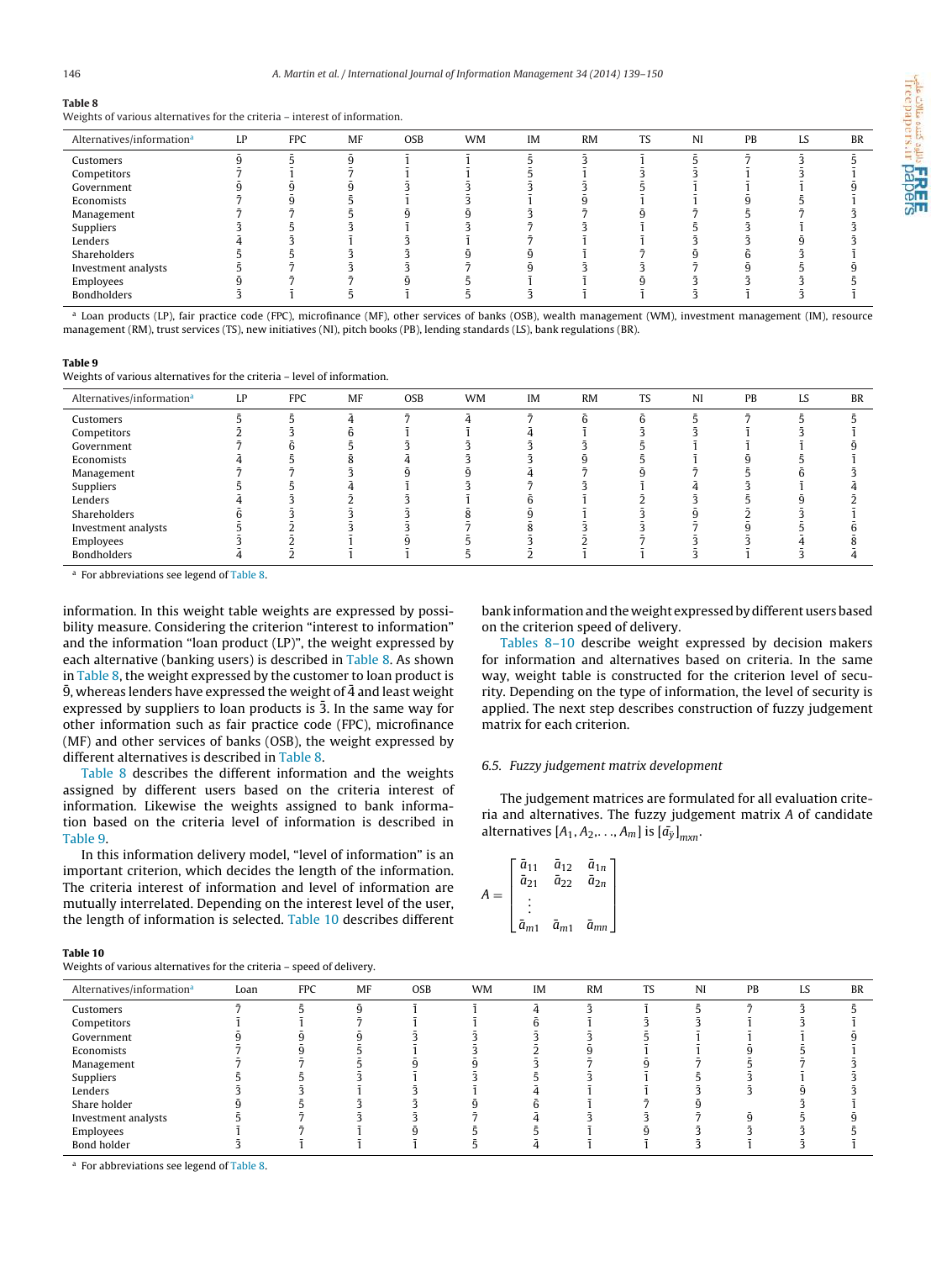**Table 8**
Weights of various alternatives for the criteria – interest of information.

| Alternatives/information[a] | LP | FPC | MF | OSB | WM | IM | RM | TS | NI | PB | LS | BR |
|---|---|---|---|---|---|---|---|---|---|---|---|---|
| Customers | $\bar{9}$ | $\bar{5}$ | $\bar{9}$ | $\bar{1}$ | $\bar{1}$ | $\bar{5}$ | $\bar{3}$ | $\bar{1}$ | $\bar{5}$ | $\bar{7}$ | $\bar{3}$ | $\bar{5}$ |
| Competitors | $\bar{7}$ | $\bar{1}$ | $\bar{7}$ | $\bar{1}$ | $\bar{1}$ | $\bar{5}$ | $\bar{1}$ | $\bar{3}$ | $\bar{3}$ | $\bar{1}$ | $\bar{3}$ | $\bar{1}$ |
| Government | $\bar{9}$ | $\bar{9}$ | $\bar{9}$ | $\bar{3}$ | $\bar{3}$ | $\bar{3}$ | $\bar{3}$ | $\bar{5}$ | $\bar{1}$ | $\bar{1}$ | $\bar{1}$ | $\bar{9}$ |
| Economists | $\bar{7}$ | $\bar{9}$ | $\bar{5}$ | $\bar{1}$ | $\bar{3}$ | $\bar{1}$ | $\bar{9}$ | $\bar{1}$ | $\bar{1}$ | $\bar{9}$ | $\bar{5}$ | $\bar{1}$ |
| Management | $\bar{7}$ | $\bar{7}$ | $\bar{5}$ | $\bar{9}$ | $\bar{9}$ | $\bar{3}$ | $\bar{7}$ | $\bar{9}$ | $\bar{7}$ | $\bar{5}$ | $\bar{7}$ | $\bar{3}$ |
| Suppliers | $\bar{3}$ | $\bar{5}$ | $\bar{3}$ | $\bar{1}$ | $\bar{3}$ | $\bar{7}$ | $\bar{3}$ | $\bar{1}$ | $\bar{5}$ | $\bar{3}$ | $\bar{1}$ | $\bar{3}$ |
| Lenders | $\bar{4}$ | $\bar{3}$ | $\bar{1}$ | $\bar{3}$ | $\bar{1}$ | $\bar{7}$ | $\bar{1}$ | $\bar{1}$ | $\bar{3}$ | $\bar{3}$ | $\bar{9}$ | $\bar{3}$ |
| Shareholders | $\bar{5}$ | $\bar{5}$ | $\bar{3}$ | $\bar{3}$ | $\bar{9}$ | $\bar{9}$ | $\bar{1}$ | $\bar{7}$ | $\bar{9}$ | $\bar{6}$ | $\bar{3}$ | $\bar{1}$ |
| Investment analysts | $\bar{5}$ | $\bar{7}$ | $\bar{3}$ | $\bar{3}$ | $\bar{7}$ | $\bar{9}$ | $\bar{3}$ | $\bar{3}$ | $\bar{7}$ | $\bar{9}$ | $\bar{5}$ | $\bar{9}$ |
| Employees | $\bar{9}$ | $\bar{7}$ | $\bar{7}$ | $\bar{9}$ | $\bar{5}$ | $\bar{1}$ | $\bar{1}$ | $\bar{9}$ | $\bar{3}$ | $\bar{3}$ | $\bar{3}$ | $\bar{5}$ |
| Bondholders | $\bar{3}$ | $\bar{1}$ | $\bar{5}$ | $\bar{1}$ | $\bar{5}$ | $\bar{3}$ | $\bar{1}$ | $\bar{1}$ | $\bar{3}$ | $\bar{1}$ | $\bar{3}$ | $\bar{1}$ |

[a] Loan products (LP), fair practice code (FPC), microfinance (MF), other services of banks (OSB), wealth management (WM), investment management (IM), resource management (RM), trust services (TS), new initiatives (NI), pitch books (PB), lending standards (LS), bank regulations (BR).

**Table 9**
Weights of various alternatives for the criteria – level of information.

| Alternatives/information[a] | LP | FPC | MF | OSB | WM | IM | RM | TS | NI | PB | LS | BR |
|---|---|---|---|---|---|---|---|---|---|---|---|---|
| Customers | $\bar{5}$ | $\bar{5}$ | $\bar{4}$ | $\bar{7}$ | $\bar{4}$ | $\bar{7}$ | $\bar{6}$ | $\bar{6}$ | $\bar{5}$ | $\bar{7}$ | $\bar{5}$ | $\bar{5}$ |
| Competitors | $\bar{2}$ | $\bar{3}$ | $\bar{6}$ | $\bar{1}$ | $\bar{1}$ | $\bar{4}$ | $\bar{1}$ | $\bar{3}$ | $\bar{3}$ | $\bar{1}$ | $\bar{3}$ | $\bar{1}$ |
| Government | $\bar{7}$ | $\bar{6}$ | $\bar{5}$ | $\bar{3}$ | $\bar{3}$ | $\bar{3}$ | $\bar{3}$ | $\bar{5}$ | $\bar{1}$ | $\bar{1}$ | $\bar{1}$ | $\bar{9}$ |
| Economists | $\bar{4}$ | $\bar{5}$ | $\bar{8}$ | $\bar{4}$ | $\bar{3}$ | $\bar{3}$ | $\bar{9}$ | $\bar{5}$ | $\bar{1}$ | $\bar{9}$ | $\bar{5}$ | $\bar{1}$ |
| Management | $\bar{7}$ | $\bar{7}$ | $\bar{3}$ | $\bar{9}$ | $\bar{9}$ | $\bar{4}$ | $\bar{7}$ | $\bar{9}$ | $\bar{7}$ | $\bar{5}$ | $\bar{6}$ | $\bar{3}$ |
| Suppliers | $\bar{5}$ | $\bar{5}$ | $\bar{4}$ | $\bar{1}$ | $\bar{3}$ | $\bar{7}$ | $\bar{3}$ | $\bar{1}$ | $\bar{4}$ | $\bar{3}$ | $\bar{1}$ | $\bar{4}$ |
| Lenders | $\bar{4}$ | $\bar{3}$ | $\bar{2}$ | $\bar{3}$ | $\bar{1}$ | $\bar{6}$ | $\bar{1}$ | $\bar{2}$ | $\bar{3}$ | $\bar{5}$ | $\bar{9}$ | $\bar{2}$ |
| Shareholders | $\bar{6}$ | $\bar{3}$ | $\bar{3}$ | $\bar{3}$ | $\bar{8}$ | $\bar{9}$ | $\bar{1}$ | $\bar{3}$ | $\bar{9}$ | $\bar{2}$ | $\bar{3}$ | $\bar{1}$ |
| Investment analysts | $\bar{5}$ | $\bar{2}$ | $\bar{3}$ | $\bar{3}$ | $\bar{7}$ | $\bar{8}$ | $\bar{3}$ | $\bar{3}$ | $\bar{7}$ | $\bar{9}$ | $\bar{5}$ | $\bar{6}$ |
| Employees | $\bar{3}$ | $\bar{2}$ | $\bar{1}$ | $\bar{9}$ | $\bar{5}$ | $\bar{3}$ | $\bar{2}$ | $\bar{7}$ | $\bar{3}$ | $\bar{3}$ | $\bar{4}$ | $\bar{8}$ |
| Bondholders | $\bar{4}$ | $\bar{2}$ | $\bar{1}$ | $\bar{1}$ | $\bar{5}$ | $\bar{2}$ | $\bar{1}$ | $\bar{1}$ | $\bar{3}$ | $\bar{1}$ | $\bar{3}$ | $\bar{4}$ |

[a] For abbreviations see legend of Table 8.

information. In this weight table weights are expressed by possibility measure. Considering the criterion "interest to information" and the information "loan product (LP)", the weight expressed by each alternative (banking users) is described in Table 8. As shown in Table 8, the weight expressed by the customer to loan product is $\bar{9}$, whereas lenders have expressed the weight of $\bar{4}$ and least weight expressed by suppliers to loan products is $\bar{3}$. In the same way for other information such as fair practice code (FPC), microfinance (MF) and other services of banks (OSB), the weight expressed by different alternatives is described in Table 8.

Table 8 describes the different information and the weights assigned by different users based on the criteria interest of information. Likewise the weights assigned to bank information based on the criteria level of information is described in Table 9.

In this information delivery model, "level of information" is an important criterion, which decides the length of the information. The criteria interest of information and level of information are mutually interrelated. Depending on the interest level of the user, the length of information is selected. Table 10 describes different bank information and the weight expressed by different users based on the criterion speed of delivery.

Tables 8–10 describe weight expressed by decision makers for information and alternatives based on criteria. In the same way, weight table is constructed for the criterion level of security. Depending on the type of information, the level of security is applied. The next step describes construction of fuzzy judgement matrix for each criterion.

### 6.5. Fuzzy judgement matrix development

The judgement matrices are formulated for all evaluation criteria and alternatives. The fuzzy judgement matrix $A$ of candidate alternatives $[A_1, A_2, \ldots, A_m]$ is $[\bar{a}_{ij}]_{mxn}$.

$$A = \begin{bmatrix} \bar{a}_{11} & \bar{a}_{12} & \bar{a}_{1n} \\ \bar{a}_{21} & \bar{a}_{22} & \bar{a}_{2n} \\ \vdots & & \\ \bar{a}_{m1} & \bar{a}_{m1} & \bar{a}_{mn} \end{bmatrix}$$

**Table 10**
Weights of various alternatives for the criteria – speed of delivery.

| Alternatives/information[a] | Loan | FPC | MF | OSB | WM | IM | RM | TS | NI | PB | LS | BR |
|---|---|---|---|---|---|---|---|---|---|---|---|---|
| Customers | $\bar{7}$ | $\bar{5}$ | $\bar{9}$ | $\bar{1}$ | $\bar{1}$ | $\bar{4}$ | $\bar{3}$ | $\bar{1}$ | $\bar{5}$ | $\bar{7}$ | $\bar{3}$ | $\bar{5}$ |
| Competitors | $\bar{1}$ | $\bar{1}$ | $\bar{7}$ | $\bar{1}$ | $\bar{1}$ | $\bar{6}$ | $\bar{1}$ | $\bar{3}$ | $\bar{3}$ | $\bar{1}$ | $\bar{3}$ | $\bar{1}$ |
| Government | $\bar{9}$ | $\bar{9}$ | $\bar{9}$ | $\bar{3}$ | $\bar{3}$ | $\bar{3}$ | $\bar{3}$ | $\bar{5}$ | $\bar{1}$ | $\bar{1}$ | $\bar{1}$ | $\bar{9}$ |
| Economists | $\bar{7}$ | $\bar{9}$ | $\bar{5}$ | $\bar{1}$ | $\bar{3}$ | $\bar{2}$ | $\bar{9}$ | $\bar{1}$ | $\bar{1}$ | $\bar{9}$ | $\bar{5}$ | $\bar{1}$ |
| Management | $\bar{7}$ | $\bar{7}$ | $\bar{5}$ | $\bar{9}$ | $\bar{9}$ | $\bar{3}$ | $\bar{7}$ | $\bar{9}$ | $\bar{7}$ | $\bar{5}$ | $\bar{7}$ | $\bar{3}$ |
| Suppliers | $\bar{5}$ | $\bar{5}$ | $\bar{3}$ | $\bar{1}$ | $\bar{3}$ | $\bar{5}$ | $\bar{3}$ | $\bar{1}$ | $\bar{5}$ | $\bar{3}$ | $\bar{1}$ | $\bar{3}$ |
| Lenders | $\bar{3}$ | $\bar{3}$ | $\bar{1}$ | $\bar{3}$ | $\bar{1}$ | $\bar{4}$ | $\bar{1}$ | $\bar{1}$ | $\bar{3}$ | $\bar{3}$ | $\bar{9}$ | $\bar{3}$ |
| Share holder | $\bar{9}$ | $\bar{5}$ | $\bar{3}$ | $\bar{3}$ | $\bar{9}$ | $\bar{6}$ | $\bar{1}$ | $\bar{7}$ | $\bar{9}$ | | $\bar{3}$ | $\bar{1}$ |
| Investment analysts | $\bar{5}$ | $\bar{7}$ | $\bar{3}$ | $\bar{3}$ | $\bar{7}$ | $\bar{4}$ | $\bar{3}$ | $\bar{3}$ | $\bar{7}$ | $\bar{9}$ | $\bar{5}$ | $\bar{9}$ |
| Employees | $\bar{1}$ | $\bar{7}$ | $\bar{1}$ | $\bar{9}$ | $\bar{5}$ | $\bar{5}$ | $\bar{1}$ | $\bar{9}$ | $\bar{3}$ | $\bar{3}$ | $\bar{3}$ | $\bar{5}$ |
| Bond holder | $\bar{3}$ | $\bar{1}$ | $\bar{1}$ | $\bar{1}$ | $\bar{5}$ | $\bar{4}$ | $\bar{1}$ | $\bar{1}$ | $\bar{3}$ | $\bar{1}$ | $\bar{3}$ | $\bar{1}$ |

[a] For abbreviations see legend of Table 8.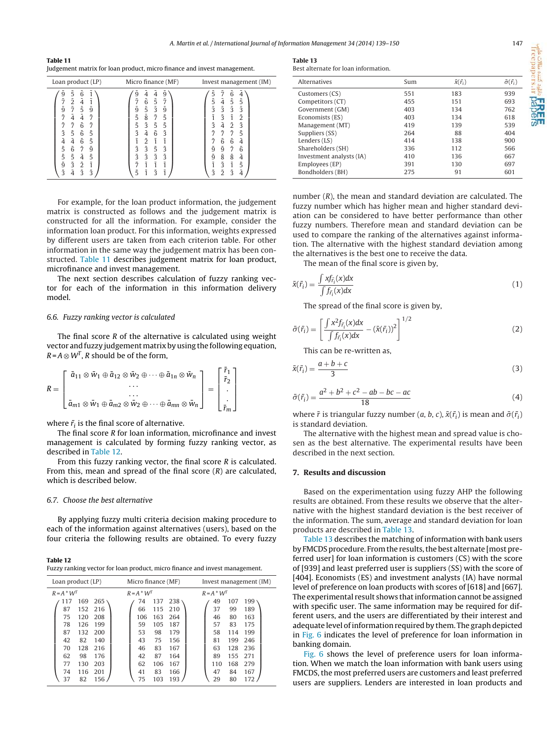**Table 11**
Judgement matrix for loan product, micro finance and invest management.

| Loan product (LP) | Micro finance (MF) | Invest management (IM) |
|---|---|---|
| $\begin{pmatrix} \bar{9} & \bar{5} & \bar{6} & \bar{1} \\ \bar{7} & \bar{2} & \bar{4} & \bar{1} \\ \bar{9} & \bar{7} & \bar{5} & \bar{9} \\ \bar{7} & \bar{4} & \bar{4} & \bar{7} \\ \bar{7} & \bar{7} & \bar{6} & \bar{7} \\ \bar{3} & \bar{5} & \bar{6} & \bar{5} \\ \bar{4} & \bar{4} & \bar{6} & \bar{5} \\ \bar{5} & \bar{6} & \bar{7} & \bar{9} \\ \bar{5} & \bar{5} & \bar{4} & \bar{5} \\ \bar{9} & \bar{3} & \bar{2} & \bar{1} \\ \bar{3} & \bar{4} & \bar{3} & \bar{3} \end{pmatrix}$ | $\begin{pmatrix} \bar{9} & \bar{4} & \bar{4} & \bar{9} \\ \bar{7} & \bar{6} & \bar{5} & \bar{7} \\ \bar{9} & \bar{5} & \bar{3} & \bar{9} \\ \bar{5} & \bar{8} & \bar{7} & \bar{5} \\ \bar{5} & \bar{3} & \bar{5} & \bar{5} \\ \bar{3} & \bar{4} & \bar{6} & \bar{3} \\ \bar{1} & \bar{2} & \bar{1} & \bar{1} \\ \bar{3} & \bar{3} & \bar{5} & \bar{3} \\ \bar{3} & \bar{3} & \bar{3} & \bar{3} \\ \bar{7} & \bar{1} & \bar{1} & \bar{1} \\ \bar{5} & \bar{1} & \bar{3} & \bar{1} \end{pmatrix}$ | $\begin{pmatrix} \bar{5} & \bar{7} & \bar{6} & \bar{4} \\ \bar{5} & \bar{4} & \bar{5} & \bar{5} \\ \bar{3} & \bar{3} & \bar{3} & \bar{3} \\ \bar{1} & \bar{3} & \bar{1} & \bar{2} \\ \bar{3} & \bar{4} & \bar{2} & \bar{3} \\ \bar{7} & \bar{7} & \bar{7} & \bar{5} \\ \bar{7} & \bar{6} & \bar{6} & \bar{4} \\ \bar{9} & \bar{9} & \bar{7} & \bar{6} \\ \bar{9} & \bar{8} & \bar{8} & \bar{4} \\ \bar{1} & \bar{3} & \bar{1} & \bar{5} \\ \bar{3} & \bar{2} & \bar{3} & \bar{4} \end{pmatrix}$ |

For example, for the loan product information, the judgement matrix is constructed as follows and the judgement matrix is constructed for all the information. For example, consider the information loan product. For this information, weights expressed by different users are taken from each criterion table. For other information in the same way the judgement matrix has been constructed. Table 11 describes judgement matrix for loan product, microfinance and invest management.

The next section describes calculation of fuzzy ranking vector for each of the information in this information delivery model.

### 6.6. Fuzzy ranking vector is calculated

The final score $R$ of the alternative is calculated using weight vector and fuzzy judgement matrix by using the following equation, $R = A \otimes W^T$, $R$ should be of the form,

$$R = \begin{bmatrix} \bar{a}_{11} \otimes \bar{w}_1 \oplus \bar{a}_{12} \otimes \bar{w}_2 \oplus \cdots \oplus \bar{a}_{1n} \otimes \bar{w}_n \\ \cdots \\ \cdots \\ \bar{a}_{m1} \otimes \bar{w}_1 \oplus \bar{a}_{m2} \otimes \bar{w}_2 \oplus \cdots \oplus \bar{a}_{mn} \otimes \bar{w}_n \end{bmatrix} = \begin{bmatrix} \bar{r}_1 \\ \bar{r}_2 \\ \cdot \\ \cdot \\ \bar{r}_m \end{bmatrix}$$

where $\bar{r}_i$ is the final score of alternative.

The final score $R$ for loan information, microfinance and invest management is calculated by forming fuzzy ranking vector, as described in Table 12.

From this fuzzy ranking vector, the final score $R$ is calculated. From this, mean and spread of the final score ($R$) are calculated, which is described below.

### 6.7. Choose the best alternative

By applying fuzzy multi criteria decision making procedure to each of the information against alternatives (users), based on the four criteria the following results are obtained. To every fuzzy number ($R$), the mean and standard deviation are calculated. The fuzzy number which has higher mean and higher standard deviation can be considered to have better performance than other fuzzy numbers. Therefore mean and standard deviation can be used to compare the ranking of the alternatives against information. The alternative with the highest standard deviation among the alternatives is the best one to receive the data.

**Table 12**
Fuzzy ranking vector for loan product, micro finance and invest management.

| Loan product (LP) | | | Micro finance (MF) | | | Invest management (IM) | | |
|---|---|---|---|---|---|---|---|---|
| $R = A * W^T$ | | | $R = A * W^T$ | | | $R = A * W^T$ | | |
| 117 | 169 | 265 | 74 | 137 | 238 | 49 | 107 | 199 |
| 87 | 152 | 216 | 66 | 115 | 210 | 37 | 99 | 189 |
| 75 | 120 | 208 | 106 | 163 | 264 | 46 | 80 | 163 |
| 78 | 126 | 199 | 59 | 105 | 187 | 57 | 83 | 175 |
| 87 | 132 | 200 | 53 | 98 | 179 | 58 | 114 | 199 |
| 42 | 82 | 140 | 43 | 75 | 156 | 81 | 199 | 246 |
| 70 | 128 | 216 | 46 | 83 | 167 | 63 | 128 | 236 |
| 62 | 98 | 176 | 42 | 87 | 164 | 89 | 155 | 271 |
| 77 | 130 | 203 | 62 | 106 | 167 | 110 | 168 | 279 |
| 74 | 116 | 201 | 41 | 83 | 166 | 47 | 84 | 167 |
| 37 | 82 | 156 | 75 | 103 | 193 | 29 | 80 | 172 |

**Table 13**
Best alternate for loan information.

| Alternatives | Sum | $\bar{x}(\bar{r}_i)$ | $\bar{\sigma}(\bar{r}_i)$ |
|---|---|---|---|
| Customers (CS) | 551 | 183 | 939 |
| Competitors (CT) | 455 | 151 | 693 |
| Government (GM) | 403 | 134 | 762 |
| Economists (ES) | 403 | 134 | 618 |
| Management (MT) | 419 | 139 | 539 |
| Suppliers (SS) | 264 | 88 | 404 |
| Lenders (LS) | 414 | 138 | 900 |
| Shareholders (SH) | 336 | 112 | 566 |
| Investment analysts (IA) | 410 | 136 | 667 |
| Employees (EP) | 391 | 130 | 697 |
| Bondholders (BH) | 275 | 91 | 601 |

The mean of the final score is given by,

$$\bar{x}(\bar{r}_i) = \frac{\int x f_{\bar{r}_i}(x)dx}{\int f_{\bar{r}_i}(x)dx} \tag{1}$$

The spread of the final score is given by,

$$\bar{\sigma}(\bar{r}_i) = \left[ \frac{\int x^2 f_{\bar{r}_i}(x)dx}{\int f_{\bar{r}_i}(x)dx} - (\bar{x}(\bar{r}_i))^2 \right]^{1/2} \tag{2}$$

This can be re-written as,

$$\bar{x}(\bar{r}_i) = \frac{a+b+c}{3} \tag{3}$$

$$\bar{\sigma}(\bar{r}_i) = \frac{a^2+b^2+c^2-ab-bc-ac}{18} \tag{4}$$

where $\bar{r}$ is triangular fuzzy number $(a, b, c)$, $\bar{x}(\bar{r}_i)$ is mean and $\bar{\sigma}(\bar{r}_i)$ is standard deviation.

The alternative with the highest mean and spread value is chosen as the best alternative. The experimental results have been described in the next section.

## 7. Results and discussion

Based on the experimentation using fuzzy AHP the following results are obtained. From these results we observe that the alternative with the highest standard deviation is the best receiver of the information. The sum, average and standard deviation for loan products are described in Table 13.

Table 13 describes the matching of information with bank users by FMCDS procedure. From the results, the best alternate [most preferred user] for loan information is customers (CS) with the score of [939] and least preferred user is suppliers (SS) with the score of [404]. Economists (ES) and investment analysts (IA) have normal level of preference on loan products with scores of [618] and [667]. The experimental result shows that information cannot be assigned with specific user. The same information may be required for different users, and the users are differentiated by their interest and adequate level of information required by them. The graph depicted in Fig. 6 indicates the level of preference for loan information in banking domain.

Fig. 6 shows the level of preference users for loan information. When we match the loan information with bank users using FMCDS, the most preferred users are customers and least preferred users are suppliers. Lenders are interested in loan products and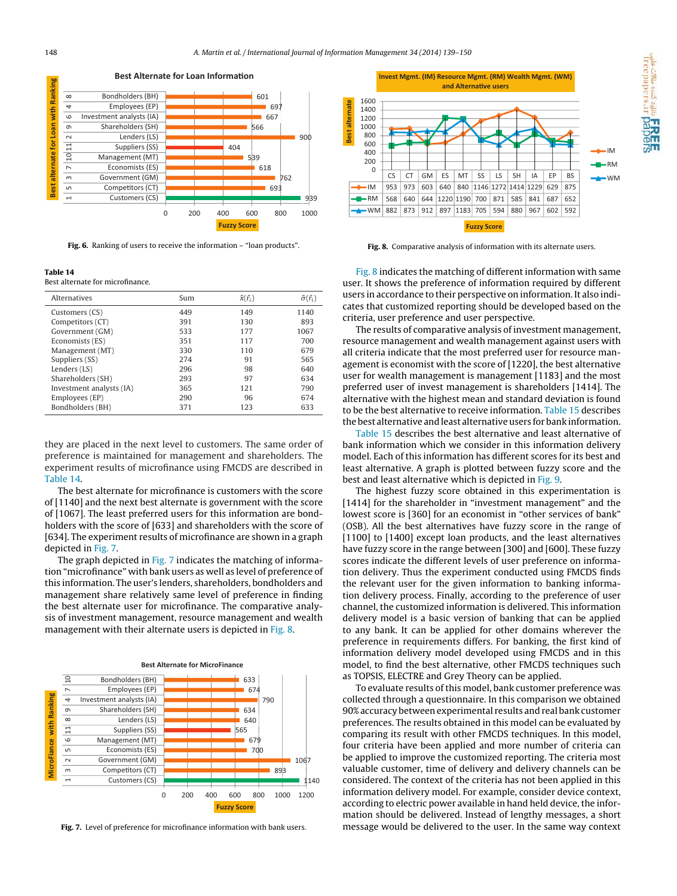Fig. 6. Ranking of users to receive the information – "loan products".

Fig. 8. Comparative analysis of information with its alternate users.

**Table 14**
Best alternate for microfinance.

| Alternatives | Sum | $\bar{x}(\tilde{r}_i)$ | $\tilde{\sigma}(\tilde{r}_i)$ |
|---|---|---|---|
| Customers (CS) | 449 | 149 | 1140 |
| Competitors (CT) | 391 | 130 | 893 |
| Government (GM) | 533 | 177 | 1067 |
| Economists (ES) | 351 | 117 | 700 |
| Management (MT) | 330 | 110 | 679 |
| Suppliers (SS) | 274 | 91 | 565 |
| Lenders (LS) | 296 | 98 | 640 |
| Shareholders (SH) | 293 | 97 | 634 |
| Investment analysts (IA) | 365 | 121 | 790 |
| Employees (EP) | 290 | 96 | 674 |
| Bondholders (BH) | 371 | 123 | 633 |

they are placed in the next level to customers. The same order of preference is maintained for management and shareholders. The experiment results of microfinance using FMCDS are described in Table 14.

The best alternate for microfinance is customers with the score of [1140] and the next best alternate is government with the score of [1067]. The least preferred users for this information are bondholders with the score of [633] and shareholders with the score of [634]. The experiment results of microfinance are shown in a graph depicted in Fig. 7.

The graph depicted in Fig. 7 indicates the matching of information "microfinance" with bank users as well as level of preference of this information. The user's lenders, shareholders, bondholders and management share relatively same level of preference in finding the best alternate user for microfinance. The comparative analysis of investment management, resource management and wealth management with their alternate users is depicted in Fig. 8.

Fig. 7. Level of preference for microfinance information with bank users.

Fig. 8 indicates the matching of different information with same user. It shows the preference of information required by different users in accordance to their perspective on information. It also indicates that customized reporting should be developed based on the criteria, user preference and user perspective.

The results of comparative analysis of investment management, resource management and wealth management against users with all criteria indicate that the most preferred user for resource management is economist with the score of [1220], the best alternative user for wealth management is management [1183] and the most preferred user of invest management is shareholders [1414]. The alternative with the highest mean and standard deviation is found to be the best alternative to receive information. Table 15 describes the best alternative and least alternative users for bank information.

Table 15 describes the best alternative and least alternative of bank information which we consider in this information delivery model. Each of this information has different scores for its best and least alternative. A graph is plotted between fuzzy score and the best and least alternative which is depicted in Fig. 9.

The highest fuzzy score obtained in this experimentation is [1414] for the shareholder in "investment management" and the lowest score is [360] for an economist in "other services of bank" (OSB). All the best alternatives have fuzzy score in the range of [1100] to [1400] except loan products, and the least alternatives have fuzzy score in the range between [300] and [600]. These fuzzy scores indicate the different levels of user preference on information delivery. Thus the experiment conducted using FMCDS finds the relevant user for the given information to banking information delivery process. Finally, according to the preference of user channel, the customized information is delivered. This information delivery model is a basic version of banking that can be applied to any bank. It can be applied for other domains wherever the preference in requirements differs. For banking, the first kind of information delivery model developed using FMCDS and in this model, to find the best alternative, other FMCDS techniques such as TOPSIS, ELECTRE and Grey Theory can be applied.

To evaluate results of this model, bank customer preference was collected through a questionnaire. In this comparison we obtained 90% accuracy between experimental results and real bank customer preferences. The results obtained in this model can be evaluated by comparing its result with other FMCDS techniques. In this model, four criteria have been applied and more number of criteria can be applied to improve the customized reporting. The criteria most valuable customer, time of delivery and delivery channels can be considered. The context of the criteria has not been applied in this information delivery model. For example, consider device context, according to electric power available in hand held device, the information should be delivered. Instead of lengthy messages, a short message would be delivered to the user. In the same way context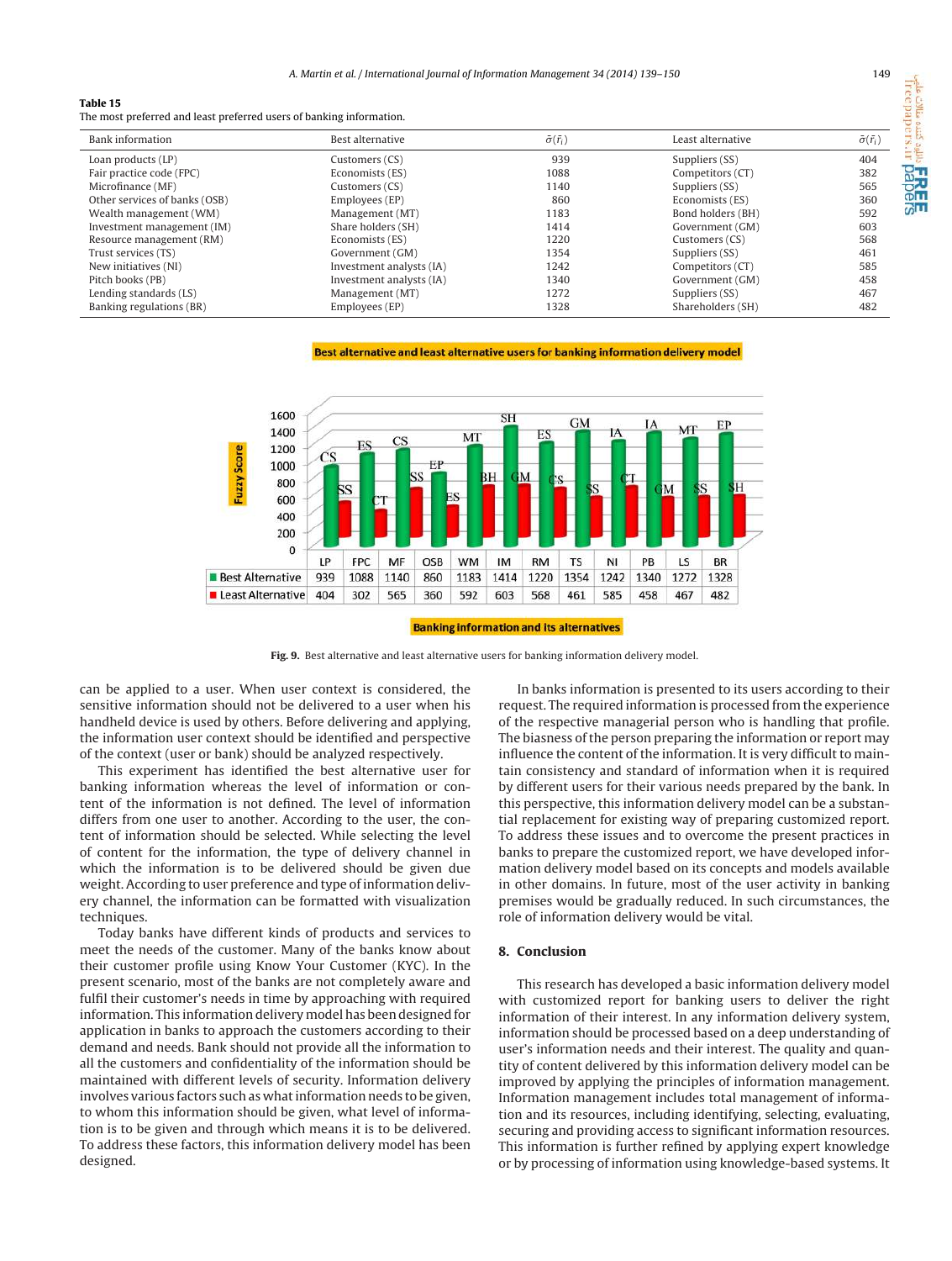**Table 15**
The most preferred and least preferred users of banking information.

| Bank information | Best alternative | $\bar{\sigma}(\bar{r}_i)$ | Least alternative | $\bar{\sigma}(\bar{r}_i)$ |
|---|---|---|---|---|
| Loan products (LP) | Customers (CS) | 939 | Suppliers (SS) | 404 |
| Fair practice code (FPC) | Economists (ES) | 1088 | Competitors (CT) | 382 |
| Microfinance (MF) | Customers (CS) | 1140 | Suppliers (SS) | 565 |
| Other services of banks (OSB) | Employees (EP) | 860 | Economists (ES) | 360 |
| Wealth management (WM) | Management (MT) | 1183 | Bond holders (BH) | 592 |
| Investment management (IM) | Share holders (SH) | 1414 | Government (GM) | 603 |
| Resource management (RM) | Economists (ES) | 1220 | Customers (CS) | 568 |
| Trust services (TS) | Government (GM) | 1354 | Suppliers (SS) | 461 |
| New initiatives (NI) | Investment analysts (IA) | 1242 | Competitors (CT) | 585 |
| Pitch books (PB) | Investment analysts (IA) | 1340 | Government (GM) | 458 |
| Lending standards (LS) | Management (MT) | 1272 | Suppliers (SS) | 467 |
| Banking regulations (BR) | Employees (EP) | 1328 | Shareholders (SH) | 482 |

**Best alternative and least alternative users for banking information delivery model**

| | LP | FPC | MF | OSB | WM | IM | RM | TS | NI | PB | LS | BR |
|---|---|---|---|---|---|---|---|---|---|---|---|---|
| Best Alternative | 939 | 1088 | 1140 | 860 | 1183 | 1414 | 1220 | 1354 | 1242 | 1340 | 1272 | 1328 |
| Least Alternative | 404 | 302 | 565 | 360 | 592 | 603 | 568 | 461 | 585 | 458 | 467 | 482 |

**Banking information and its alternatives**

**Fig. 9.** Best alternative and least alternative users for banking information delivery model.

can be applied to a user. When user context is considered, the sensitive information should not be delivered to a user when his handheld device is used by others. Before delivering and applying, the information user context should be identified and perspective of the context (user or bank) should be analyzed respectively.

This experiment has identified the best alternative user for banking information whereas the level of information or content of the information is not defined. The level of information differs from one user to another. According to the user, the content of information should be selected. While selecting the level of content for the information, the type of delivery channel in which the information is to be delivered should be given due weight. According to user preference and type of information delivery channel, the information can be formatted with visualization techniques.

Today banks have different kinds of products and services to meet the needs of the customer. Many of the banks know about their customer profile using Know Your Customer (KYC). In the present scenario, most of the banks are not completely aware and fulfil their customer's needs in time by approaching with required information. This information delivery model has been designed for application in banks to approach the customers according to their demand and needs. Bank should not provide all the information to all the customers and confidentiality of the information should be maintained with different levels of security. Information delivery involves various factors such as what information needs to be given, to whom this information should be given, what level of information is to be given and through which means it is to be delivered. To address these factors, this information delivery model has been designed.

In banks information is presented to its users according to their request. The required information is processed from the experience of the respective managerial person who is handling that profile. The biasness of the person preparing the information or report may influence the content of the information. It is very difficult to maintain consistency and standard of information when it is required by different users for their various needs prepared by the bank. In this perspective, this information delivery model can be a substantial replacement for existing way of preparing customized report. To address these issues and to overcome the present practices in banks to prepare the customized report, we have developed information delivery model based on its concepts and models available in other domains. In future, most of the user activity in banking premises would be gradually reduced. In such circumstances, the role of information delivery would be vital.

## 8. Conclusion

This research has developed a basic information delivery model with customized report for banking users to deliver the right information of their interest. In any information delivery system, information should be processed based on a deep understanding of user's information needs and their interest. The quality and quantity of content delivered by this information delivery model can be improved by applying the principles of information management. Information management includes total management of information and its resources, including identifying, selecting, evaluating, securing and providing access to significant information resources. This information is further refined by applying expert knowledge or by processing of information using knowledge-based systems. It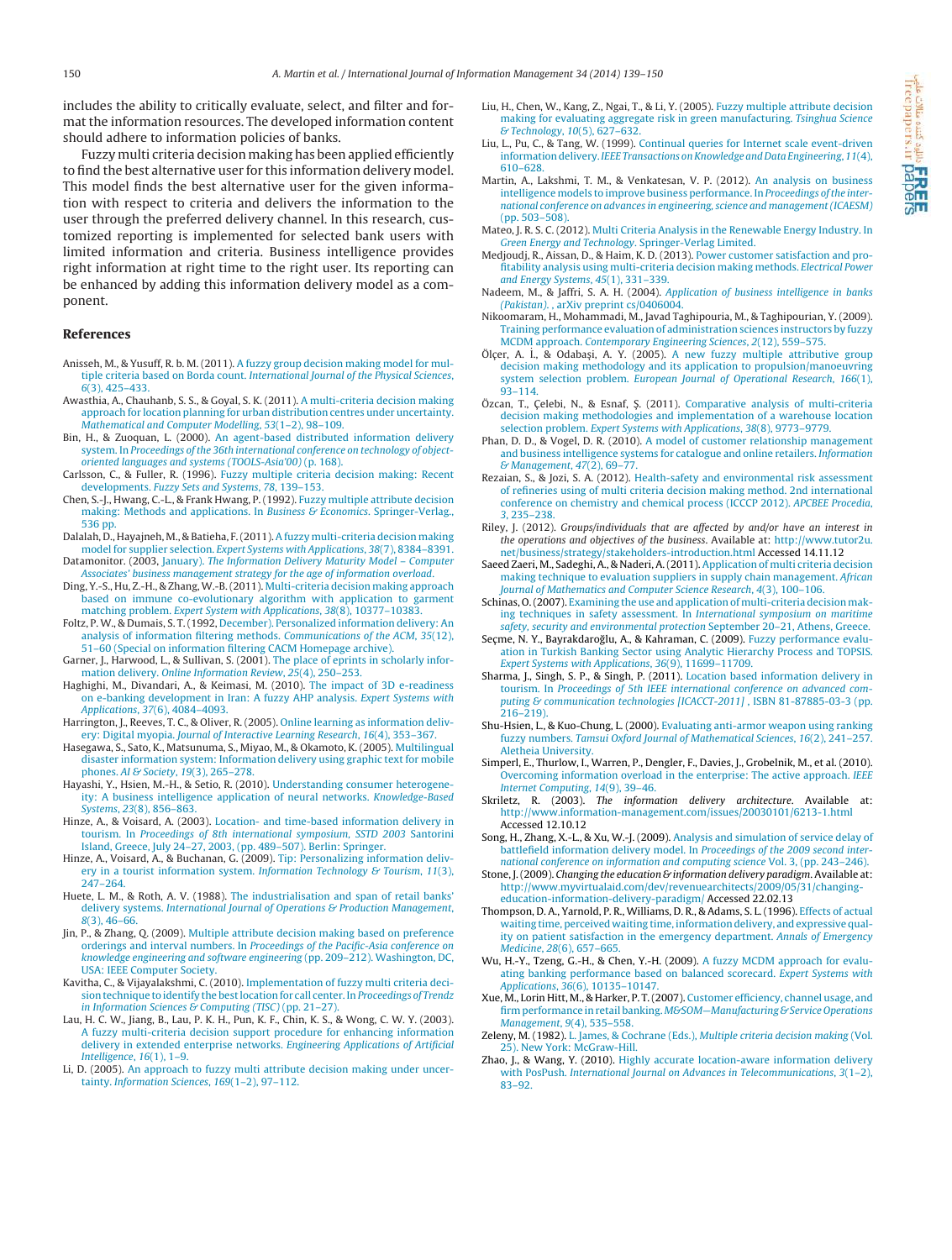includes the ability to critically evaluate, select, and filter and format the information resources. The developed information content should adhere to information policies of banks.

Fuzzy multi criteria decision making has been applied efficiently to find the best alternative user for this information delivery model. This model finds the best alternative user for the given information with respect to criteria and delivers the information to the user through the preferred delivery channel. In this research, customized reporting is implemented for selected bank users with limited information and criteria. Business intelligence provides right information at right time to the right user. Its reporting can be enhanced by adding this information delivery model as a component.

## References

Anisseh, M., & Yusuff, R. b. M. (2011). A fuzzy group decision making model for multiple criteria based on Borda count. *International Journal of the Physical Sciences*, *6*(3), 425–433.

Awasthia, A., Chauhanb, S. S., & Goyal, S. K. (2011). A multi-criteria decision making approach for location planning for urban distribution centres under uncertainty. *Mathematical and Computer Modelling*, *53*(1–2), 98–109.

Bin, H., & Zuoquan, L. (2000). An agent-based distributed information delivery system. In *Proceedings of the 36th international conference on technology of object-oriented languages and systems (TOOLS-Asia'00)* (p. 168).

Carlsson, C., & Fuller, R. (1996). Fuzzy multiple criteria decision making: Recent developments. *Fuzzy Sets and Systems*, *78*, 139–153.

Chen, S.-J., Hwang, C.-L., & Frank Hwang, P. (1992). Fuzzy multiple attribute decision making: Methods and applications. In *Business & Economics*. Springer-Verlag., 536 pp.

Dalalah, D., Hayajneh, M., & Batieha, F. (2011). A fuzzy multi-criteria decision making model for supplier selection. *Expert Systems with Applications*, *38*(7), 8384–8391.

Datamonitor. (2003, January). *The Information Delivery Maturity Model – Computer Associates' business management strategy for the age of information overload*.

Ding, Y.-S., Hu, Z.-H., & Zhang, W.-B. (2011). Multi-criteria decision making approach based on immune co-evolutionary algorithm with application to garment matching problem. *Expert System with Applications*, *38*(8), 10377–10383.

Foltz, P. W., & Dumais, S. T. (1992, December). Personalized information delivery: An analysis of information filtering methods. *Communications of the ACM*, *35*(12), 51–60 (Special on information filtering CACM Homepage archive).

Garner, J., Harwood, L., & Sullivan, S. (2001). The place of eprints in scholarly information delivery. *Online Information Review*, *25*(4), 250–253.

Haghighi, M., Divandari, A., & Keimasi, M. (2010). The impact of 3D e-readiness on e-banking development in Iran: A fuzzy AHP analysis. *Expert Systems with Applications*, *37*(6), 4084–4093.

Harrington, J., Reeves, T. C., & Oliver, R. (2005). Online learning as information delivery: Digital myopia. *Journal of Interactive Learning Research*, *16*(4), 353–367.

Hasegawa, S., Sato, K., Matsunuma, S., Miyao, M., & Okamoto, K. (2005). Multilingual disaster information system: Information delivery using graphic text for mobile phones. *AI & Society*, *19*(3), 265–278.

Hayashi, Y., Hsien, M.-H., & Setio, R. (2010). Understanding consumer heterogeneity: A business intelligence application of neural networks. *Knowledge-Based Systems*, *23*(8), 856–863.

Hinze, A., & Voisard, A. (2003). Location- and time-based information delivery in tourism. In *Proceedings of 8th international symposium, SSTD 2003* Santorini Island, Greece, July 24–27, 2003, (pp. 489–507). Berlin: Springer.

Hinze, A., Voisard, A., & Buchanan, G. (2009). Tip: Personalizing information delivery in a tourist information system. *Information Technology & Tourism*, *11*(3), 247–264.

Huete, L. M., & Roth, A. V. (1988). The industrialisation and span of retail banks' delivery systems. *International Journal of Operations & Production Management*, *8*(3), 46–66.

Jin, P., & Zhang, Q. (2009). Multiple attribute decision making based on preference orderings and interval numbers. In *Proceedings of the Pacific-Asia conference on knowledge engineering and software engineering* (pp. 209–212). Washington, DC, USA: IEEE Computer Society.

Kavitha, C., & Vijayalakshmi, C. (2010). Implementation of fuzzy multi criteria decision technique to identify the best location for call center. In *Proceedings of Trendz in Information Sciences & Computing (TISC)* (pp. 21–27).

Lau, H. C. W., Jiang, B., Lau, P. K. H., Pun, K. F., Chin, K. S., & Wong, C. W. Y. (2003). A fuzzy multi-criteria decision support procedure for enhancing information delivery in extended enterprise networks. *Engineering Applications of Artificial Intelligence*, *16*(1), 1–9.

Li, D. (2005). An approach to fuzzy multi attribute decision making under uncertainty. *Information Sciences*, *169*(1–2), 97–112.

Liu, H., Chen, W., Kang, Z., Ngai, T., & Li, Y. (2005). Fuzzy multiple attribute decision making for evaluating aggregate risk in green manufacturing. *Tsinghua Science & Technology*, *10*(5), 627–632.

Liu, L., Pu, C., & Tang, W. (1999). Continual queries for Internet scale event-driven information delivery. *IEEE Transactions on Knowledge and Data Engineering*, *11*(4), 610–628.

Martin, A., Lakshmi, T. M., & Venkatesan, V. P. (2012). An analysis on business intelligence models to improve business performance. In *Proceedings of the international conference on advances in engineering, science and management (ICAESM)* (pp. 503–508).

Mateo, J. R. S. C. (2012). Multi Criteria Analysis in the Renewable Energy Industry. In *Green Energy and Technology*. Springer-Verlag Limited.

Medjoudj, R., Aissan, D., & Haim, K. D. (2013). Power customer satisfaction and profitability analysis using multi-criteria decision making methods. *Electrical Power and Energy Systems*, *45*(1), 331–339.

Nadeem, M., & Jaffri, S. A. H. (2004). *Application of business intelligence in banks (Pakistan)*. , arXiv preprint cs/0406004.

Nikoomaram, H., Mohammadi, M., Javad Taghipouria, M., & Taghipourian, Y. (2009). Training performance evaluation of administration sciences instructors by fuzzy MCDM approach. *Contemporary Engineering Sciences*, *2*(12), 559–575.

Ölçer, A. İ., & Odabaşi, A. Y. (2005). A new fuzzy multiple attributive group decision making methodology and its application to propulsion/manoeuvring system selection problem. *European Journal of Operational Research*, *166*(1), 93–114.

Özcan, T., Çelebi, N., & Esnaf, Ş. (2011). Comparative analysis of multi-criteria decision making methodologies and implementation of a warehouse location selection problem. *Expert Systems with Applications*, *38*(8), 9773–9779.

Phan, D. D., & Vogel, D. R. (2010). A model of customer relationship management and business intelligence systems for catalogue and online retailers. *Information & Management*, *47*(2), 69–77.

Rezaian, S., & Jozi, S. A. (2012). Health-safety and environmental risk assessment of refineries using of multi criteria decision making method. 2nd international conference on chemistry and chemical process (ICCCP 2012). *APCBEE Procedia*, *3*, 235–238.

Riley, J. (2012). *Groups/individuals that are affected by and/or have an interest in the operations and objectives of the business*. Available at: http://www.tutor2u.net/business/strategy/stakeholders-introduction.html Accessed 14.11.12

Saeed Zaeri, M., Sadeghi, A., & Naderi, A. (2011). Application of multi criteria decision making technique to evaluation suppliers in supply chain management. *African Journal of Mathematics and Computer Science Research*, *4*(3), 100–106.

Schinas, O. (2007). Examining the use and application of multi-criteria decision making techniques in safety assessment. In *International symposium on maritime safety, security and environmental protection* September 20–21, Athens, Greece.

Seçme, N. Y., Bayrakdaroğlu, A., & Kahraman, C. (2009). Fuzzy performance evaluation in Turkish Banking Sector using Analytic Hierarchy Process and TOPSIS. *Expert Systems with Applications*, *36*(9), 11699–11709.

Sharma, J., Singh, S. P., & Singh, P. (2011). Location based information delivery in tourism. In *Proceedings of 5th IEEE international conference on advanced computing & communication technologies [ICACCT-2011]* , ISBN 81-87885-03-3 (pp. 216–219).

Shu-Hsien, L., & Kuo-Chung, L. (2000). Evaluating anti-armor weapon using ranking fuzzy numbers. *Tamsui Oxford Journal of Mathematical Sciences*, *16*(2), 241–257. Aletheia University.

Simperl, E., Thurlow, I., Warren, P., Dengler, F., Davies, J., Grobelnik, M., et al. (2010). Overcoming information overload in the enterprise: The active approach. *IEEE Internet Computing*, *14*(9), 39–46.

Skriletz, R. (2003). *The information delivery architecture*. Available at: http://www.information-management.com/issues/20030101/6213-1.html Accessed 12.10.12

Song, H., Zhang, X.-L., & Xu, W.-J. (2009). Analysis and simulation of service delay of battlefield information delivery model. In *Proceedings of the 2009 second international conference on information and computing science* Vol. 3, (pp. 243–246).

Stone, J. (2009). *Changing the education & information delivery paradigm*. Available at: http://www.myvirtualaid.com/dev/revenuearchitects/2009/05/31/changing-education-information-delivery-paradigm/ Accessed 22.02.13

Thompson, D. A., Yarnold, P. R., Williams, D. R., & Adams, S. L. (1996). Effects of actual waiting time, perceived waiting time, information delivery, and expressive quality on patient satisfaction in the emergency department. *Annals of Emergency Medicine*, *28*(6), 657–665.

Wu, H.-Y., Tzeng, G.-H., & Chen, Y.-H. (2009). A fuzzy MCDM approach for evaluating banking performance based on balanced scorecard. *Expert Systems with Applications*, *36*(6), 10135–10147.

Xue, M., Lorin Hitt, M., & Harker, P. T. (2007). Customer efficiency, channel usage, and firm performance in retail banking. *M&SOM—Manufacturing & Service Operations Management*, *9*(4), 535–558.

Zeleny, M. (1982). L. James, & Cochrane (Eds.), *Multiple criteria decision making* (Vol. 25). New York: McGraw-Hill.

Zhao, J., & Wang, Y. (2010). Highly accurate location-aware information delivery with PosPush. *International Journal on Advances in Telecommunications*, *3*(1–2), 83–92.